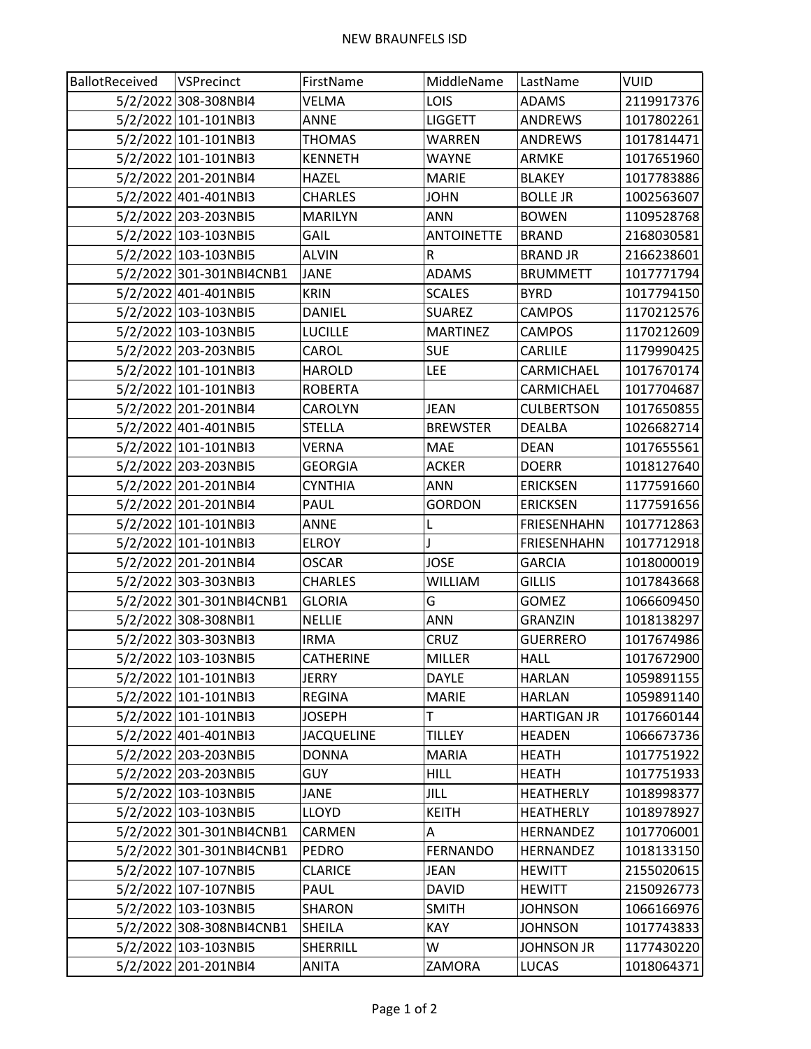# NEW BRAUNFELS ISD

| BallotReceived | VSPrecinct | FirstName | MiddleName | LastName | VUID |
|---|---|---|---|---|---|
| 5/2/2022 | 308-308NBI4 | VELMA | LOIS | ADAMS | 2119917376 |
| 5/2/2022 | 101-101NBI3 | ANNE | LIGGETT | ANDREWS | 1017802261 |
| 5/2/2022 | 101-101NBI3 | THOMAS | WARREN | ANDREWS | 1017814471 |
| 5/2/2022 | 101-101NBI3 | KENNETH | WAYNE | ARMKE | 1017651960 |
| 5/2/2022 | 201-201NBI4 | HAZEL | MARIE | BLAKEY | 1017783886 |
| 5/2/2022 | 401-401NBI3 | CHARLES | JOHN | BOLLE JR | 1002563607 |
| 5/2/2022 | 203-203NBI5 | MARILYN | ANN | BOWEN | 1109528768 |
| 5/2/2022 | 103-103NBI5 | GAIL | ANTOINETTE | BRAND | 2168030581 |
| 5/2/2022 | 103-103NBI5 | ALVIN | R | BRAND JR | 2166238601 |
| 5/2/2022 | 301-301NBI4CNB1 | JANE | ADAMS | BRUMMETT | 1017771794 |
| 5/2/2022 | 401-401NBI5 | KRIN | SCALES | BYRD | 1017794150 |
| 5/2/2022 | 103-103NBI5 | DANIEL | SUAREZ | CAMPOS | 1170212576 |
| 5/2/2022 | 103-103NBI5 | LUCILLE | MARTINEZ | CAMPOS | 1170212609 |
| 5/2/2022 | 203-203NBI5 | CAROL | SUE | CARLILE | 1179990425 |
| 5/2/2022 | 101-101NBI3 | HAROLD | LEE | CARMICHAEL | 1017670174 |
| 5/2/2022 | 101-101NBI3 | ROBERTA | | CARMICHAEL | 1017704687 |
| 5/2/2022 | 201-201NBI4 | CAROLYN | JEAN | CULBERTSON | 1017650855 |
| 5/2/2022 | 401-401NBI5 | STELLA | BREWSTER | DEALBA | 1026682714 |
| 5/2/2022 | 101-101NBI3 | VERNA | MAE | DEAN | 1017655561 |
| 5/2/2022 | 203-203NBI5 | GEORGIA | ACKER | DOERR | 1018127640 |
| 5/2/2022 | 201-201NBI4 | CYNTHIA | ANN | ERICKSEN | 1177591660 |
| 5/2/2022 | 201-201NBI4 | PAUL | GORDON | ERICKSEN | 1177591656 |
| 5/2/2022 | 101-101NBI3 | ANNE | L | FRIESENHAHN | 1017712863 |
| 5/2/2022 | 101-101NBI3 | ELROY | J | FRIESENHAHN | 1017712918 |
| 5/2/2022 | 201-201NBI4 | OSCAR | JOSE | GARCIA | 1018000019 |
| 5/2/2022 | 303-303NBI3 | CHARLES | WILLIAM | GILLIS | 1017843668 |
| 5/2/2022 | 301-301NBI4CNB1 | GLORIA | G | GOMEZ | 1066609450 |
| 5/2/2022 | 308-308NBI1 | NELLIE | ANN | GRANZIN | 1018138297 |
| 5/2/2022 | 303-303NBI3 | IRMA | CRUZ | GUERRERO | 1017674986 |
| 5/2/2022 | 103-103NBI5 | CATHERINE | MILLER | HALL | 1017672900 |
| 5/2/2022 | 101-101NBI3 | JERRY | DAYLE | HARLAN | 1059891155 |
| 5/2/2022 | 101-101NBI3 | REGINA | MARIE | HARLAN | 1059891140 |
| 5/2/2022 | 101-101NBI3 | JOSEPH | T | HARTIGAN JR | 1017660144 |
| 5/2/2022 | 401-401NBI3 | JACQUELINE | TILLEY | HEADEN | 1066673736 |
| 5/2/2022 | 203-203NBI5 | DONNA | MARIA | HEATH | 1017751922 |
| 5/2/2022 | 203-203NBI5 | GUY | HILL | HEATH | 1017751933 |
| 5/2/2022 | 103-103NBI5 | JANE | JILL | HEATHERLY | 1018998377 |
| 5/2/2022 | 103-103NBI5 | LLOYD | KEITH | HEATHERLY | 1018978927 |
| 5/2/2022 | 301-301NBI4CNB1 | CARMEN | A | HERNANDEZ | 1017706001 |
| 5/2/2022 | 301-301NBI4CNB1 | PEDRO | FERNANDO | HERNANDEZ | 1018133150 |
| 5/2/2022 | 107-107NBI5 | CLARICE | JEAN | HEWITT | 2155020615 |
| 5/2/2022 | 107-107NBI5 | PAUL | DAVID | HEWITT | 2150926773 |
| 5/2/2022 | 103-103NBI5 | SHARON | SMITH | JOHNSON | 1066166976 |
| 5/2/2022 | 308-308NBI4CNB1 | SHEILA | KAY | JOHNSON | 1017743833 |
| 5/2/2022 | 103-103NBI5 | SHERRILL | W | JOHNSON JR | 1177430220 |
| 5/2/2022 | 201-201NBI4 | ANITA | ZAMORA | LUCAS | 1018064371 |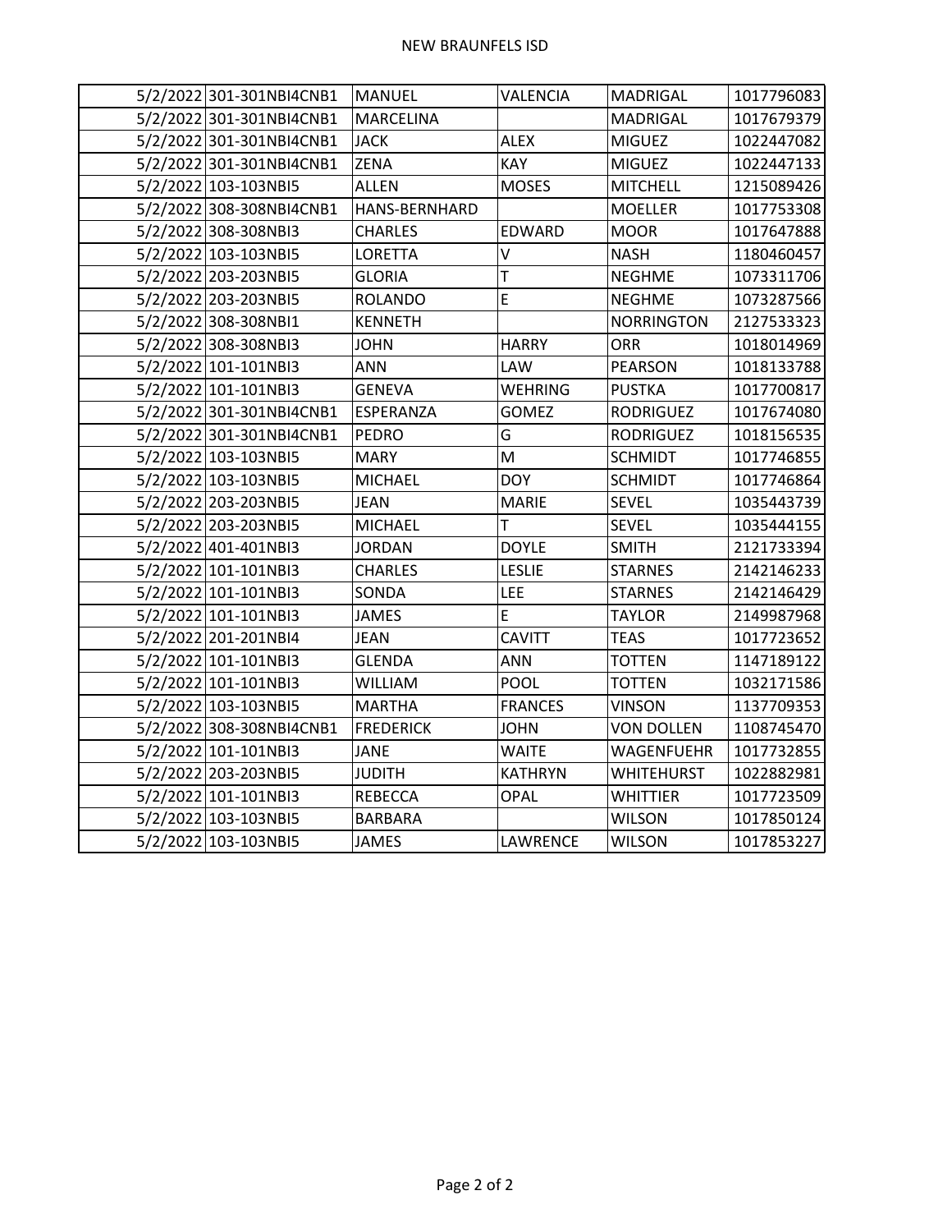| | | | | | |
|---|---|---|---|---|---|
| 5/2/2022 | 301-301NBI4CNB1 | MANUEL | VALENCIA | MADRIGAL | 1017796083 |
| 5/2/2022 | 301-301NBI4CNB1 | MARCELINA | | MADRIGAL | 1017679379 |
| 5/2/2022 | 301-301NBI4CNB1 | JACK | ALEX | MIGUEZ | 1022447082 |
| 5/2/2022 | 301-301NBI4CNB1 | ZENA | KAY | MIGUEZ | 1022447133 |
| 5/2/2022 | 103-103NBI5 | ALLEN | MOSES | MITCHELL | 1215089426 |
| 5/2/2022 | 308-308NBI4CNB1 | HANS-BERNHARD | | MOELLER | 1017753308 |
| 5/2/2022 | 308-308NBI3 | CHARLES | EDWARD | MOOR | 1017647888 |
| 5/2/2022 | 103-103NBI5 | LORETTA | V | NASH | 1180460457 |
| 5/2/2022 | 203-203NBI5 | GLORIA | T | NEGHME | 1073311706 |
| 5/2/2022 | 203-203NBI5 | ROLANDO | E | NEGHME | 1073287566 |
| 5/2/2022 | 308-308NBI1 | KENNETH | | NORRINGTON | 2127533323 |
| 5/2/2022 | 308-308NBI3 | JOHN | HARRY | ORR | 1018014969 |
| 5/2/2022 | 101-101NBI3 | ANN | LAW | PEARSON | 1018133788 |
| 5/2/2022 | 101-101NBI3 | GENEVA | WEHRING | PUSTKA | 1017700817 |
| 5/2/2022 | 301-301NBI4CNB1 | ESPERANZA | GOMEZ | RODRIGUEZ | 1017674080 |
| 5/2/2022 | 301-301NBI4CNB1 | PEDRO | G | RODRIGUEZ | 1018156535 |
| 5/2/2022 | 103-103NBI5 | MARY | M | SCHMIDT | 1017746855 |
| 5/2/2022 | 103-103NBI5 | MICHAEL | DOY | SCHMIDT | 1017746864 |
| 5/2/2022 | 203-203NBI5 | JEAN | MARIE | SEVEL | 1035443739 |
| 5/2/2022 | 203-203NBI5 | MICHAEL | T | SEVEL | 1035444155 |
| 5/2/2022 | 401-401NBI3 | JORDAN | DOYLE | SMITH | 2121733394 |
| 5/2/2022 | 101-101NBI3 | CHARLES | LESLIE | STARNES | 2142146233 |
| 5/2/2022 | 101-101NBI3 | SONDA | LEE | STARNES | 2142146429 |
| 5/2/2022 | 101-101NBI3 | JAMES | E | TAYLOR | 2149987968 |
| 5/2/2022 | 201-201NBI4 | JEAN | CAVITT | TEAS | 1017723652 |
| 5/2/2022 | 101-101NBI3 | GLENDA | ANN | TOTTEN | 1147189122 |
| 5/2/2022 | 101-101NBI3 | WILLIAM | POOL | TOTTEN | 1032171586 |
| 5/2/2022 | 103-103NBI5 | MARTHA | FRANCES | VINSON | 1137709353 |
| 5/2/2022 | 308-308NBI4CNB1 | FREDERICK | JOHN | VON DOLLEN | 1108745470 |
| 5/2/2022 | 101-101NBI3 | JANE | WAITE | WAGENFUEHR | 1017732855 |
| 5/2/2022 | 203-203NBI5 | JUDITH | KATHRYN | WHITEHURST | 1022882981 |
| 5/2/2022 | 101-101NBI3 | REBECCA | OPAL | WHITTIER | 1017723509 |
| 5/2/2022 | 103-103NBI5 | BARBARA | | WILSON | 1017850124 |
| 5/2/2022 | 103-103NBI5 | JAMES | LAWRENCE | WILSON | 1017853227 |